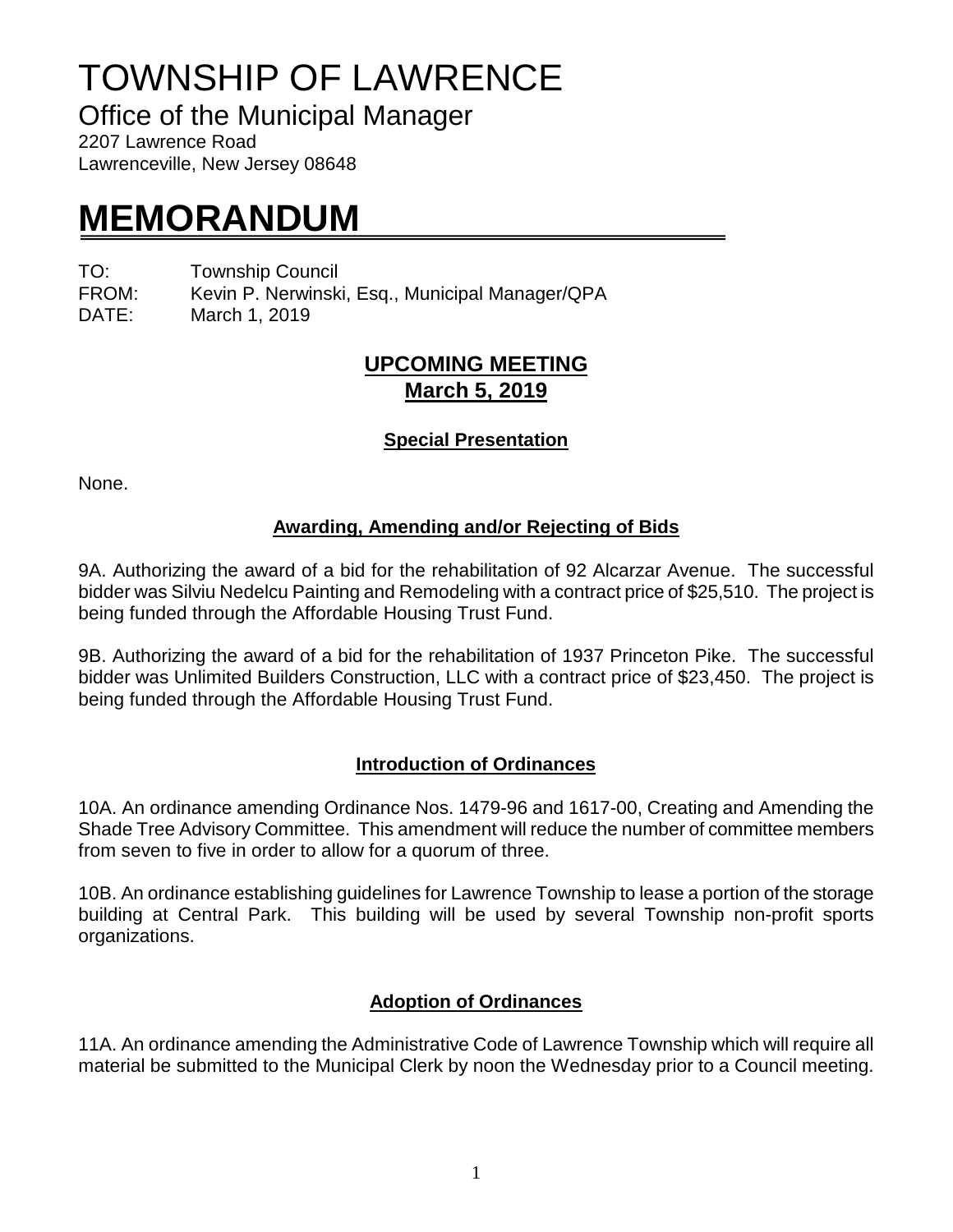# TOWNSHIP OF LAWRENCE

## Office of the Municipal Manager

2207 Lawrence Road
Lawrenceville, New Jersey 08648

# MEMORANDUM

TO: Township Council
FROM: Kevin P. Nerwinski, Esq., Municipal Manager/QPA
DATE: March 1, 2019

## UPCOMING MEETING
## March 5, 2019

### Special Presentation

None.

### Awarding, Amending and/or Rejecting of Bids

9A. Authorizing the award of a bid for the rehabilitation of 92 Alcarzar Avenue. The successful bidder was Silviu Nedelcu Painting and Remodeling with a contract price of $25,510. The project is being funded through the Affordable Housing Trust Fund.

9B. Authorizing the award of a bid for the rehabilitation of 1937 Princeton Pike. The successful bidder was Unlimited Builders Construction, LLC with a contract price of $23,450. The project is being funded through the Affordable Housing Trust Fund.

### Introduction of Ordinances

10A. An ordinance amending Ordinance Nos. 1479-96 and 1617-00, Creating and Amending the Shade Tree Advisory Committee. This amendment will reduce the number of committee members from seven to five in order to allow for a quorum of three.

10B. An ordinance establishing guidelines for Lawrence Township to lease a portion of the storage building at Central Park. This building will be used by several Township non-profit sports organizations.

### Adoption of Ordinances

11A. An ordinance amending the Administrative Code of Lawrence Township which will require all material be submitted to the Municipal Clerk by noon the Wednesday prior to a Council meeting.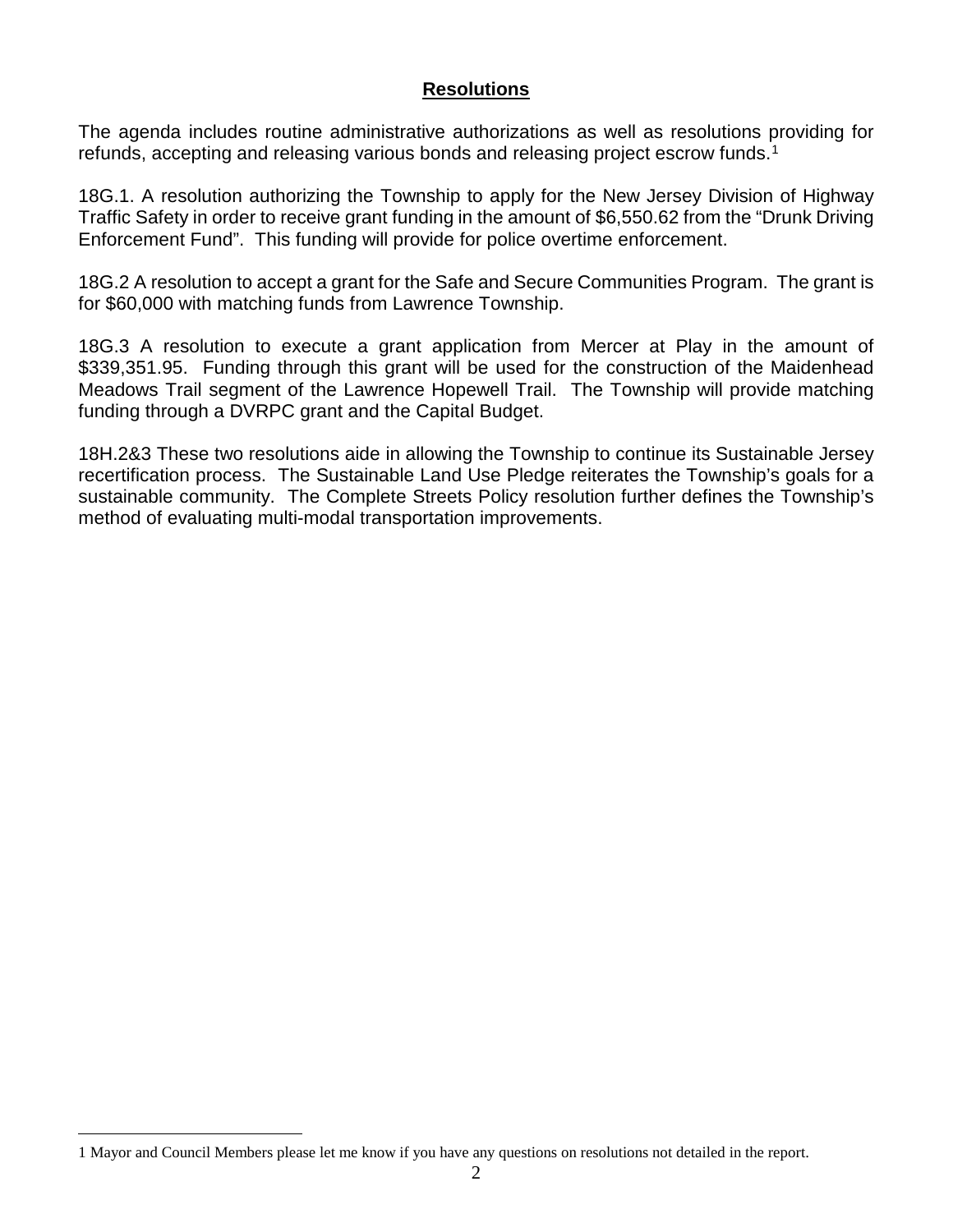## Resolutions

The agenda includes routine administrative authorizations as well as resolutions providing for refunds, accepting and releasing various bonds and releasing project escrow funds.[1]

18G.1. A resolution authorizing the Township to apply for the New Jersey Division of Highway Traffic Safety in order to receive grant funding in the amount of $6,550.62 from the "Drunk Driving Enforcement Fund". This funding will provide for police overtime enforcement.

18G.2 A resolution to accept a grant for the Safe and Secure Communities Program. The grant is for $60,000 with matching funds from Lawrence Township.

18G.3 A resolution to execute a grant application from Mercer at Play in the amount of $339,351.95. Funding through this grant will be used for the construction of the Maidenhead Meadows Trail segment of the Lawrence Hopewell Trail. The Township will provide matching funding through a DVRPC grant and the Capital Budget.

18H.2&3 These two resolutions aide in allowing the Township to continue its Sustainable Jersey recertification process. The Sustainable Land Use Pledge reiterates the Township's goals for a sustainable community. The Complete Streets Policy resolution further defines the Township's method of evaluating multi-modal transportation improvements.

1 Mayor and Council Members please let me know if you have any questions on resolutions not detailed in the report.